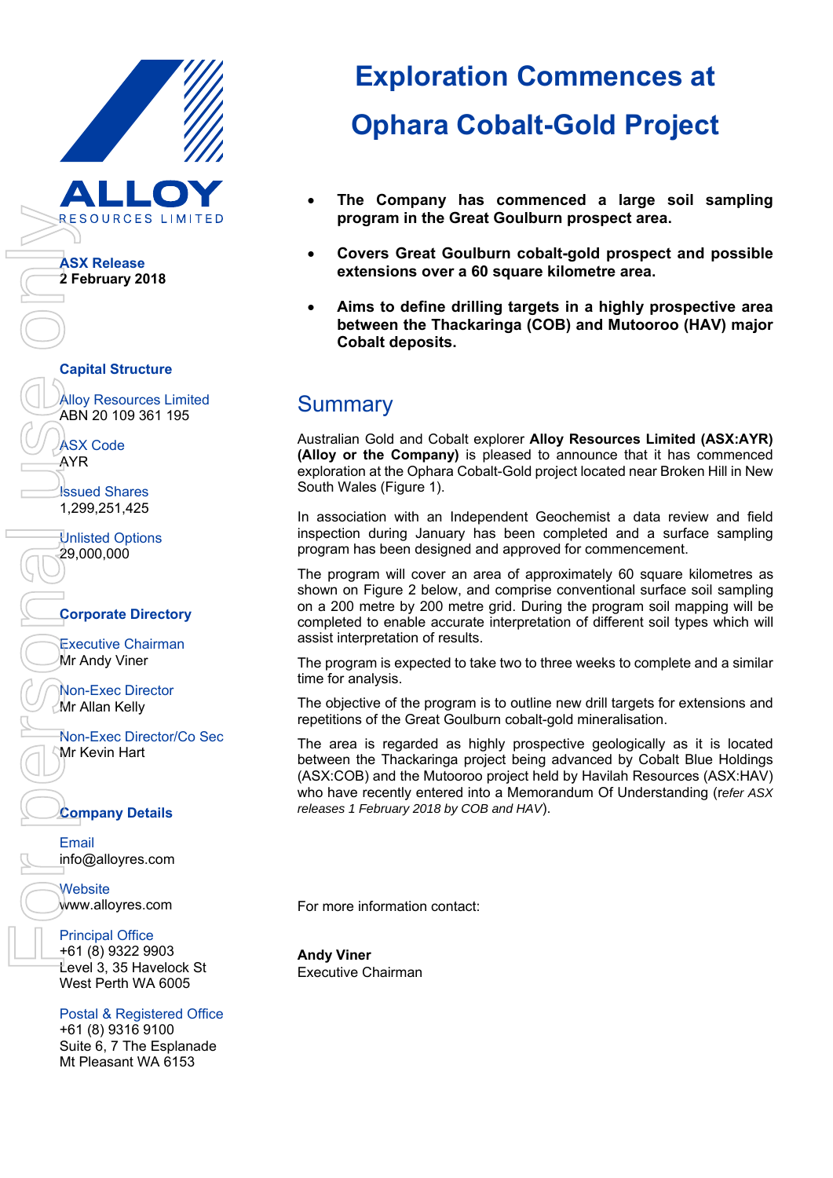# Exploration Commences at Ophara Cobalt-Gold Project

**ALLOY**
RESOURCES LIMITED

**ASX Release**
**2 February 2018**

**Capital Structure**

Alloy Resources Limited
ABN 20 109 361 195

ASX Code
AYR

Issued Shares
1,299,251,425

Unlisted Options
29,000,000

**Corporate Directory**

Executive Chairman
Mr Andy Viner

Non-Exec Director
Mr Allan Kelly

Non-Exec Director/Co Sec
Mr Kevin Hart

**Company Details**

Email
info@alloyres.com

Website
www.alloyres.com

Principal Office
+61 (8) 9322 9903
Level 3, 35 Havelock St
West Perth WA 6005

Postal & Registered Office
+61 (8) 9316 9100
Suite 6, 7 The Esplanade
Mt Pleasant WA 6153

- **The Company has commenced a large soil sampling program in the Great Goulburn prospect area.**
- **Covers Great Goulburn cobalt-gold prospect and possible extensions over a 60 square kilometre area.**
- **Aims to define drilling targets in a highly prospective area between the Thackaringa (COB) and Mutooroo (HAV) major Cobalt deposits.**

## Summary

Australian Gold and Cobalt explorer **Alloy Resources Limited (ASX:AYR) (Alloy or the Company)** is pleased to announce that it has commenced exploration at the Ophara Cobalt-Gold project located near Broken Hill in New South Wales (Figure 1).

In association with an Independent Geochemist a data review and field inspection during January has been completed and a surface sampling program has been designed and approved for commencement.

The program will cover an area of approximately 60 square kilometres as shown on Figure 2 below, and comprise conventional surface soil sampling on a 200 metre by 200 metre grid. During the program soil mapping will be completed to enable accurate interpretation of different soil types which will assist interpretation of results.

The program is expected to take two to three weeks to complete and a similar time for analysis.

The objective of the program is to outline new drill targets for extensions and repetitions of the Great Goulburn cobalt-gold mineralisation.

The area is regarded as highly prospective geologically as it is located between the Thackaringa project being advanced by Cobalt Blue Holdings (ASX:COB) and the Mutooroo project held by Havilah Resources (ASX:HAV) who have recently entered into a Memorandum Of Understanding (*refer ASX releases 1 February 2018 by COB and HAV*).

For more information contact:

**Andy Viner**
Executive Chairman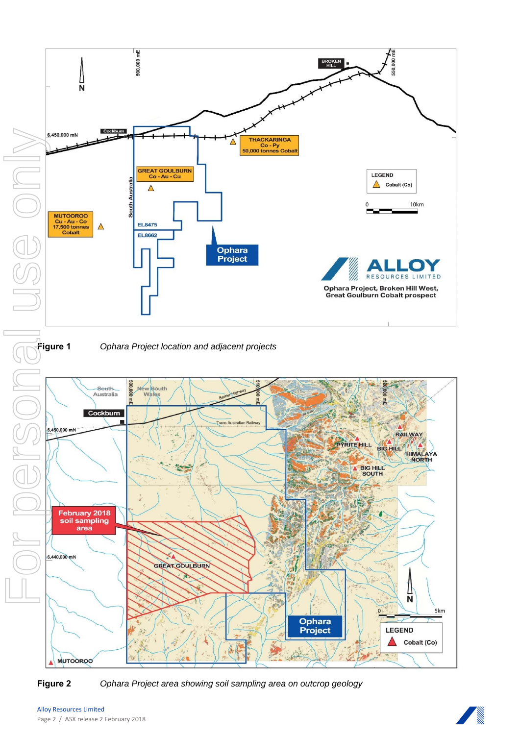N

500,000 mE

550,000 mE

BROKEN HILL

6,450,000 mN

Cockburn

THACKARINGA
Co - Py
50,000 tonnes Cobalt

GREAT GOULBURN
Co - Au - Cu

South Australia

MUTOOROO
Cu - Au - Co
17,500 tonnes
Cobalt

EL8475

EL8662

Ophara Project

LEGEND
Cobalt (Co)

0 10km

ALLOY
RESOURCES LIMITED

Ophara Project, Broken Hill West,
Great Goulburn Cobalt prospect

**Figure 1** *Ophara Project location and adjacent projects*

South Australia

New South Wales

500,000 mE

510,000 mE

520,000 mE

Barrier Highway

Cockburn

Trans Australian Railway

6,450,000 mN

RAILWAY

PYRITE HILL

BIG HILL

HIMALAYA NORTH

BIG HILL SOUTH

February 2018 soil sampling area

6,440,000 mN

GREAT GOULBURN

N

0 5km

Ophara Project

LEGEND
Cobalt (Co)

MUTOOROO

**Figure 2** *Ophara Project area showing soil sampling area on outcrop geology*